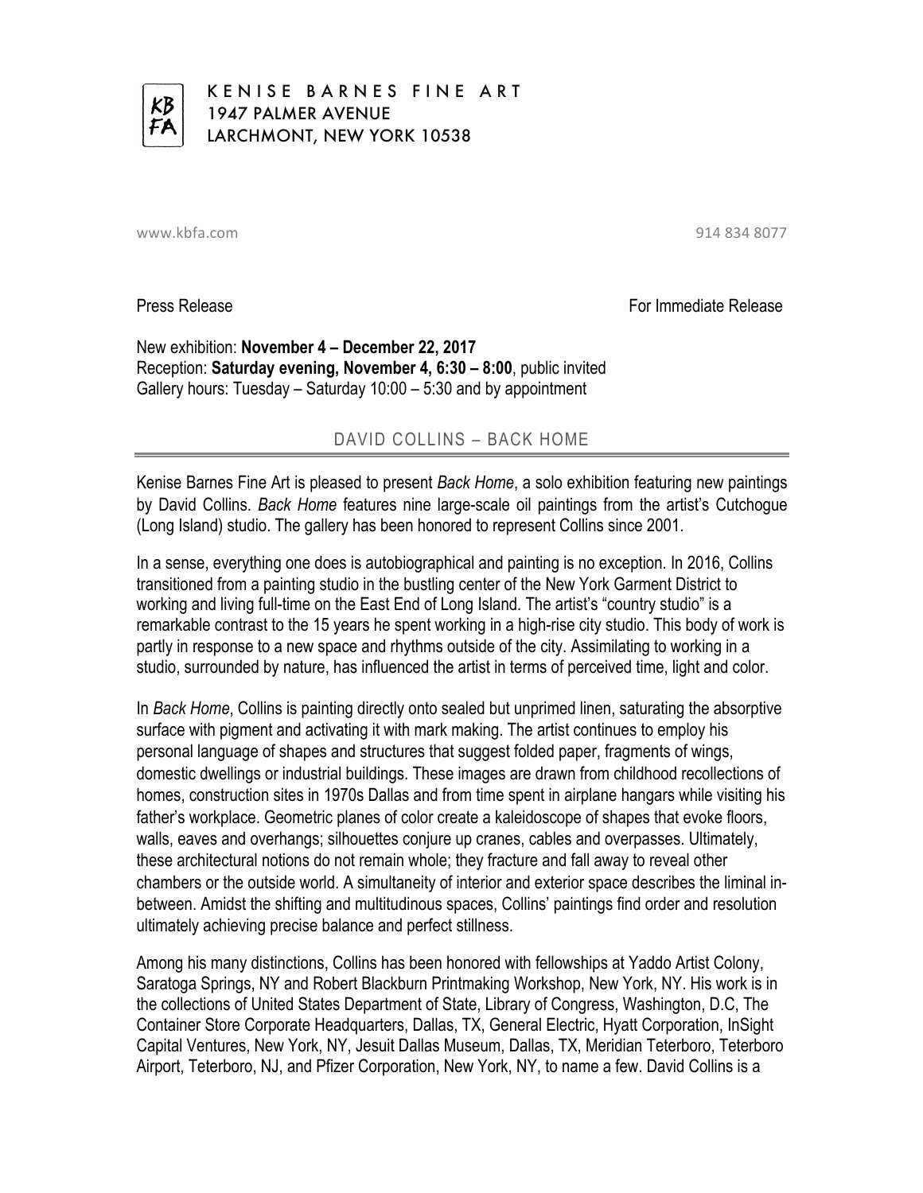KB
FA

KENISE BARNES FINE ART
1947 PALMER AVENUE
LARCHMONT, NEW YORK 10538

www.kbfa.com 914 834 8077

Press Release For Immediate Release

New exhibition: **November 4 – December 22, 2017**
Reception: **Saturday evening, November 4, 6:30 – 8:00**, public invited
Gallery hours: Tuesday – Saturday 10:00 – 5:30 and by appointment

## DAVID COLLINS – BACK HOME

Kenise Barnes Fine Art is pleased to present *Back Home*, a solo exhibition featuring new paintings by David Collins. *Back Home* features nine large-scale oil paintings from the artist's Cutchogue (Long Island) studio. The gallery has been honored to represent Collins since 2001.

In a sense, everything one does is autobiographical and painting is no exception. In 2016, Collins transitioned from a painting studio in the bustling center of the New York Garment District to working and living full-time on the East End of Long Island. The artist's "country studio" is a remarkable contrast to the 15 years he spent working in a high-rise city studio. This body of work is partly in response to a new space and rhythms outside of the city. Assimilating to working in a studio, surrounded by nature, has influenced the artist in terms of perceived time, light and color.

In *Back Home*, Collins is painting directly onto sealed but unprimed linen, saturating the absorptive surface with pigment and activating it with mark making. The artist continues to employ his personal language of shapes and structures that suggest folded paper, fragments of wings, domestic dwellings or industrial buildings. These images are drawn from childhood recollections of homes, construction sites in 1970s Dallas and from time spent in airplane hangars while visiting his father's workplace. Geometric planes of color create a kaleidoscope of shapes that evoke floors, walls, eaves and overhangs; silhouettes conjure up cranes, cables and overpasses. Ultimately, these architectural notions do not remain whole; they fracture and fall away to reveal other chambers or the outside world. A simultaneity of interior and exterior space describes the liminal in-between. Amidst the shifting and multitudinous spaces, Collins' paintings find order and resolution ultimately achieving precise balance and perfect stillness.

Among his many distinctions, Collins has been honored with fellowships at Yaddo Artist Colony, Saratoga Springs, NY and Robert Blackburn Printmaking Workshop, New York, NY. His work is in the collections of United States Department of State, Library of Congress, Washington, D.C, The Container Store Corporate Headquarters, Dallas, TX, General Electric, Hyatt Corporation, InSight Capital Ventures, New York, NY, Jesuit Dallas Museum, Dallas, TX, Meridian Teterboro, Teterboro Airport, Teterboro, NJ, and Pfizer Corporation, New York, NY, to name a few. David Collins is a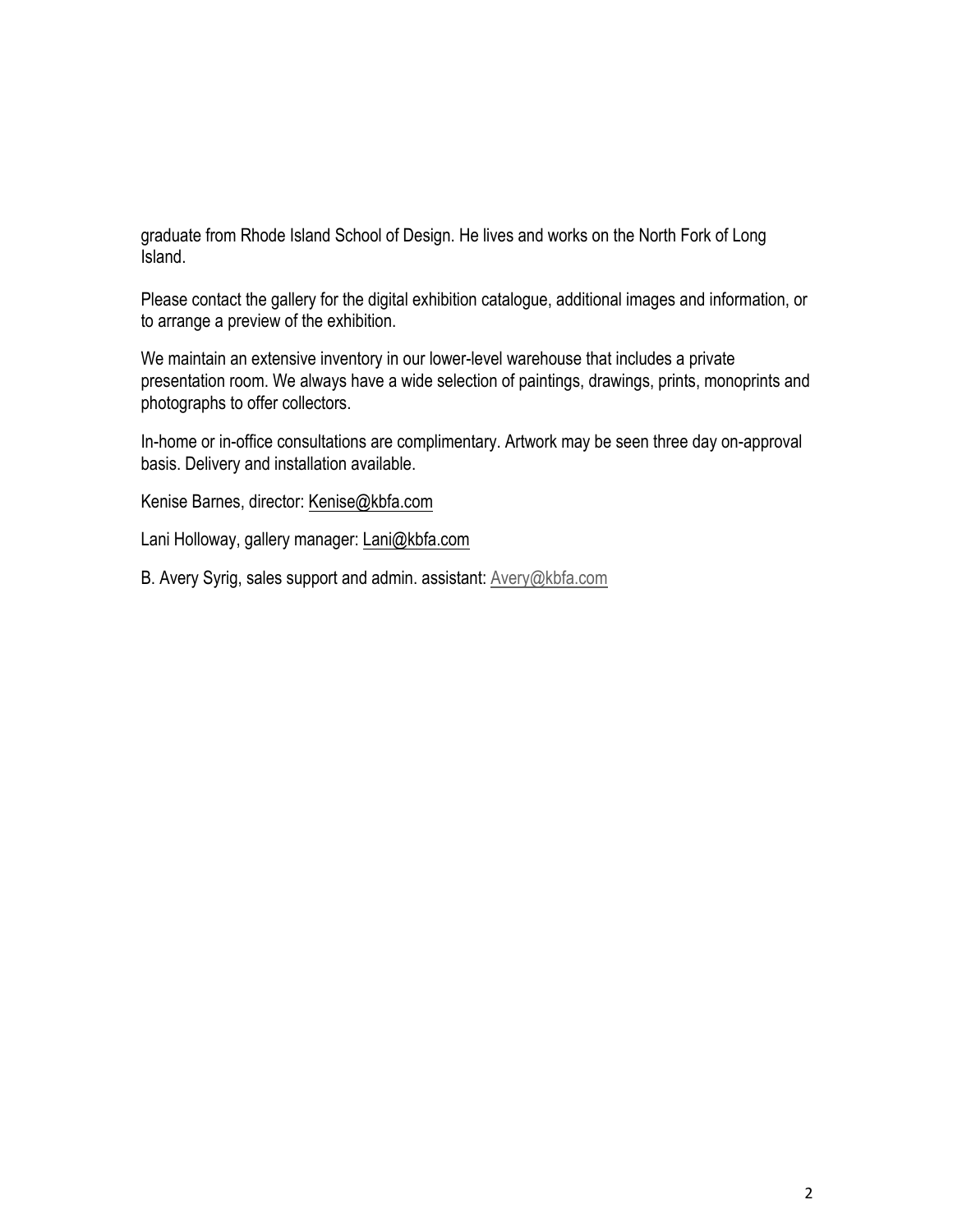graduate from Rhode Island School of Design. He lives and works on the North Fork of Long Island.

Please contact the gallery for the digital exhibition catalogue, additional images and information, or to arrange a preview of the exhibition.

We maintain an extensive inventory in our lower-level warehouse that includes a private presentation room. We always have a wide selection of paintings, drawings, prints, monoprints and photographs to offer collectors.

In-home or in-office consultations are complimentary. Artwork may be seen three day on-approval basis. Delivery and installation available.

Kenise Barnes, director: Kenise@kbfa.com

Lani Holloway, gallery manager: Lani@kbfa.com

B. Avery Syrig, sales support and admin. assistant: Avery@kbfa.com